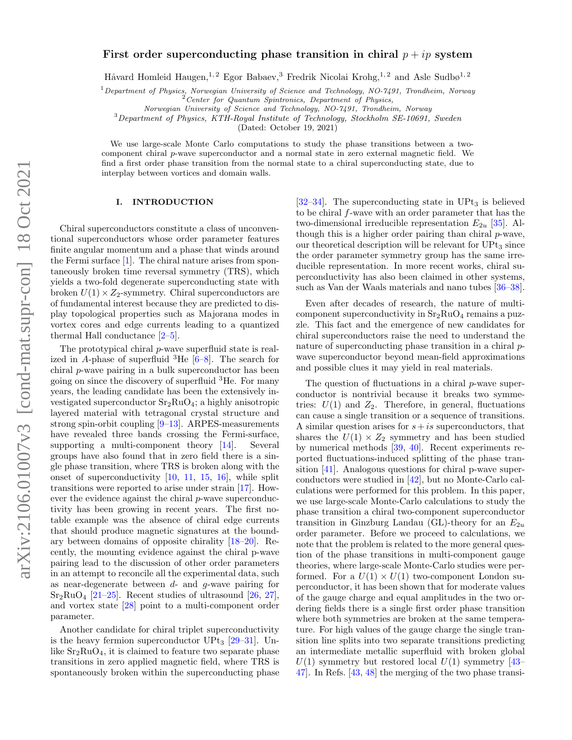# First order superconducting phase transition in chiral $p + ip$ system

Håvard Homleid Haugen,[1,2] Egor Babaev,[3] Fredrik Nicolai Krohg,[1,2] and Asle Sudbø[1,2]

[1] *Department of Physics, Norwegian University of Science and Technology, NO-7491, Trondheim, Norway*
[2] *Center for Quantum Spintronics, Department of Physics, Norwegian University of Science and Technology, NO-7491, Trondheim, Norway*
[3] *Department of Physics, KTH-Royal Institute of Technology, Stockholm SE-10691, Sweden*

(Dated: October 19, 2021)

We use large-scale Monte Carlo computations to study the phase transitions between a two-component chiral $p$-wave superconductor and a normal state in zero external magnetic field. We find a first order phase transition from the normal state to a chiral superconducting state, due to interplay between vortices and domain walls.

## I. INTRODUCTION

Chiral superconductors constitute a class of unconventional superconductors whose order parameter features finite angular momentum and a phase that winds around the Fermi surface [1]. The chiral nature arises from spontaneously broken time reversal symmetry (TRS), which yields a two-fold degenerate superconducting state with broken $U(1) \times Z_2$-symmetry. Chiral superconductors are of fundamental interest because they are predicted to display topological properties such as Majorana modes in vortex cores and edge currents leading to a quantized thermal Hall conductance [2–5].

The prototypical chiral $p$-wave superfluid state is realized in $A$-phase of superfluid $^3$He [6–8]. The search for chiral $p$-wave pairing in a bulk superconductor has been going on since the discovery of superfluid $^3$He. For many years, the leading candidate has been the extensively investigated superconductor $Sr_2RuO_4$; a highly anisotropic layered material with tetragonal crystal structure and strong spin-orbit coupling [9–13]. ARPES-measurements have revealed three bands crossing the Fermi-surface, supporting a multi-component theory [14]. Several groups have also found that in zero field there is a single phase transition, where TRS is broken along with the onset of superconductivity [10, 11, 15, 16], while split transitions were reported to arise under strain [17]. However the evidence against the chiral $p$-wave superconductivity has been growing in recent years. The first notable example was the absence of chiral edge currents that should produce magnetic signatures at the boundary between domains of opposite chirality [18–20]. Recently, the mounting evidence against the chiral p-wave pairing lead to the discussion of other order parameters in an attempt to reconcile all the experimental data, such as near-degenerate between $d$- and $g$-wave pairing for $Sr_2RuO_4$ [21–25]. Recent studies of ultrasound [26, 27], and vortex state [28] point to a multi-component order parameter.

Another candidate for chiral triplet superconductivity is the heavy fermion superconductor $UPt_3$ [29–31]. Unlike $Sr_2RuO_4$, it is claimed to feature two separate phase transitions in zero applied magnetic field, where TRS is spontaneously broken within the superconducting phase [32–34]. The superconducting state in $UPt_3$ is believed to be chiral $f$-wave with an order parameter that has the two-dimensional irreducible representation $E_{2u}$ [35]. Although this is a higher order pairing than chiral $p$-wave, our theoretical description will be relevant for $UPt_3$ since the order parameter symmetry group has the same irreducible representation. In more recent works, chiral superconductivity has also been claimed in other systems, such as Van der Waals materials and nano tubes [36–38].

Even after decades of research, the nature of multi-component superconductivity in $Sr_2RuO_4$ remains a puzzle. This fact and the emergence of new candidates for chiral superconductors raise the need to understand the nature of superconducting phase transition in a chiral $p$-wave superconductor beyond mean-field approximations and possible clues it may yield in real materials.

The question of fluctuations in a chiral $p$-wave superconductor is nontrivial because it breaks two symmetries: $U(1)$ and $Z_2$. Therefore, in general, fluctuations can cause a single transition or a sequence of transitions. A similar question arises for $s + is$ superconductors, that shares the $U(1) \times Z_2$ symmetry and has been studied by numerical methods [39, 40]. Recent experiments reported fluctuations-induced splitting of the phase transition [41]. Analogous questions for chiral p-wave superconductors were studied in [42], but no Monte-Carlo calculations were performed for this problem. In this paper, we use large-scale Monte-Carlo calculations to study the phase transition a chiral two-component superconductor transition in Ginzburg Landau (GL)-theory for an $E_{2u}$ order parameter. Before we proceed to calculations, we note that the problem is related to the more general question of the phase transitions in multi-component gauge theories, where large-scale Monte-Carlo studies were performed. For a $U(1) \times U(1)$ two-component London superconductor, it has been shown that for moderate values of the gauge charge and equal amplitudes in the two ordering fields there is a single first order phase transition where both symmetries are broken at the same temperature. For high values of the gauge charge the single transition line splits into two separate transitions predicting an intermediate metallic superfluid with broken global $U(1)$ symmetry but restored local $U(1)$ symmetry [43–47]. In Refs. [43, 48] the merging of the two phase transi-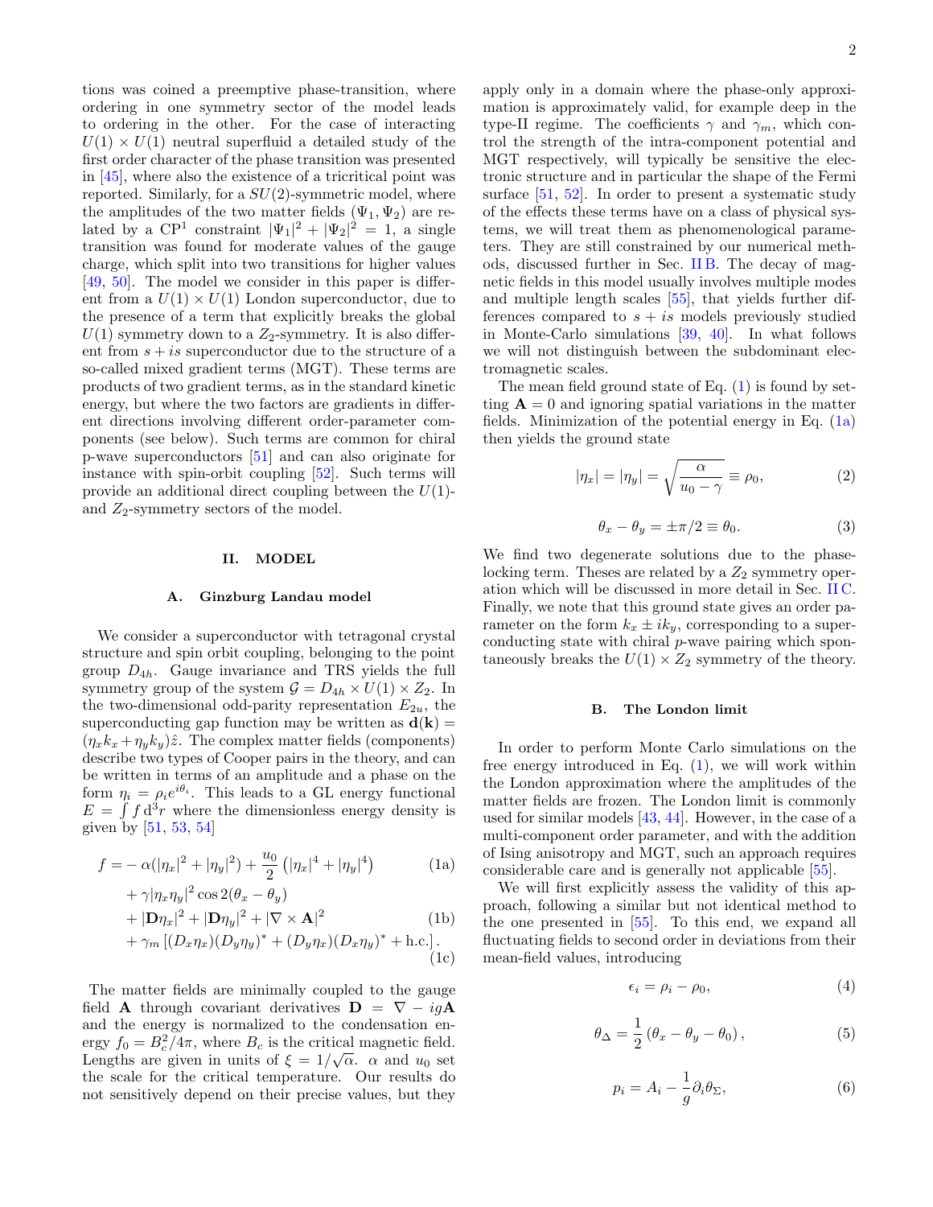tions was coined a preemptive phase-transition, where ordering in one symmetry sector of the model leads to ordering in the other. For the case of interacting $U(1) \times U(1)$ neutral superfluid a detailed study of the first order character of the phase transition was presented in [45], where also the existence of a tricritical point was reported. Similarly, for a $SU(2)$-symmetric model, where the amplitudes of the two matter fields $(\Psi_1, \Psi_2)$ are related by a $\mathrm{CP}^1$ constraint $|\Psi_1|^2 + |\Psi_2|^2 = 1$, a single transition was found for moderate values of the gauge charge, which split into two transitions for higher values [49, 50]. The model we consider in this paper is different from a $U(1) \times U(1)$ London superconductor, due to the presence of a term that explicitly breaks the global $U(1)$ symmetry down to a $Z_2$-symmetry. It is also different from $s + is$ superconductor due to the structure of a so-called mixed gradient terms (MGT). These terms are products of two gradient terms, as in the standard kinetic energy, but where the two factors are gradients in different directions involving different order-parameter components (see below). Such terms are common for chiral p-wave superconductors [51] and can also originate for instance with spin-orbit coupling [52]. Such terms will provide an additional direct coupling between the $U(1)$- and $Z_2$-symmetry sectors of the model.

## II. MODEL

### A. Ginzburg Landau model

We consider a superconductor with tetragonal crystal structure and spin orbit coupling, belonging to the point group $D_{4h}$. Gauge invariance and TRS yields the full symmetry group of the system $\mathcal{G} = D_{4h} \times U(1) \times Z_2$. In the two-dimensional odd-parity representation $E_{2u}$, the superconducting gap function may be written as $\mathbf{d}(\mathbf{k}) = (\eta_x k_x + \eta_y k_y)\hat{z}$. The complex matter fields (components) describe two types of Cooper pairs in the theory, and can be written in terms of an amplitude and a phase on the form $\eta_i = \rho_i e^{i\theta_i}$. This leads to a GL energy functional $E = \int f \, \mathrm{d}^3 r$ where the dimensionless energy density is given by [51, 53, 54]

$$
\begin{aligned}
f = &-\alpha(|\eta_x|^2 + |\eta_y|^2) + \frac{u_0}{2}\left(|\eta_x|^4 + |\eta_y|^4\right) && \text{(1a)}\\
&+ \gamma|\eta_x\eta_y|^2 \cos 2(\theta_x - \theta_y) \\
&+ |\mathbf{D}\eta_x|^2 + |\mathbf{D}\eta_y|^2 + |\nabla \times \mathbf{A}|^2 && \text{(1b)}\\
&+ \gamma_m \left[(D_x\eta_x)(D_y\eta_y)^* + (D_y\eta_x)(D_x\eta_y)^* + \text{h.c.}\right]. && \text{(1c)}
\end{aligned}
$$

The matter fields are minimally coupled to the gauge field $\mathbf{A}$ through covariant derivatives $\mathbf{D} = \nabla - ig\mathbf{A}$ and the energy is normalized to the condensation energy $f_0 = B_c^2/4\pi$, where $B_c$ is the critical magnetic field. Lengths are given in units of $\xi = 1/\sqrt{\alpha}$. $\alpha$ and $u_0$ set the scale for the critical temperature. Our results do not sensitively depend on their precise values, but they apply only in a domain where the phase-only approximation is approximately valid, for example deep in the type-II regime. The coefficients $\gamma$ and $\gamma_m$, which control the strength of the intra-component potential and MGT respectively, will typically be sensitive the electronic structure and in particular the shape of the Fermi surface [51, 52]. In order to present a systematic study of the effects these terms have on a class of physical systems, we will treat them as phenomenological parameters. They are still constrained by our numerical methods, discussed further in Sec. II B. The decay of magnetic fields in this model usually involves multiple modes and multiple length scales [55], that yields further differences compared to $s + is$ models previously studied in Monte-Carlo simulations [39, 40]. In what follows we will not distinguish between the subdominant electromagnetic scales.

The mean field ground state of Eq. (1) is found by setting $\mathbf{A} = 0$ and ignoring spatial variations in the matter fields. Minimization of the potential energy in Eq. (1a) then yields the ground state

$$
|\eta_x| = |\eta_y| = \sqrt{\frac{\alpha}{u_0 - \gamma}} \equiv \rho_0, \tag{2}
$$

$$
\theta_x - \theta_y = \pm\pi/2 \equiv \theta_0. \tag{3}
$$

We find two degenerate solutions due to the phase-locking term. Theses are related by a $Z_2$ symmetry operation which will be discussed in more detail in Sec. II C. Finally, we note that this ground state gives an order parameter on the form $k_x \pm ik_y$, corresponding to a superconducting state with chiral $p$-wave pairing which spontaneously breaks the $U(1) \times Z_2$ symmetry of the theory.

### B. The London limit

In order to perform Monte Carlo simulations on the free energy introduced in Eq. (1), we will work within the London approximation where the amplitudes of the matter fields are frozen. The London limit is commonly used for similar models [43, 44]. However, in the case of a multi-component order parameter, and with the addition of Ising anisotropy and MGT, such an approach requires considerable care and is generally not applicable [55].

We will first explicitly assess the validity of this approach, following a similar but not identical method to the one presented in [55]. To this end, we expand all fluctuating fields to second order in deviations from their mean-field values, introducing

$$
\epsilon_i = \rho_i - \rho_0, \tag{4}
$$

$$
\theta_\Delta = \frac{1}{2}\left(\theta_x - \theta_y - \theta_0\right), \tag{5}
$$

$$
p_i = A_i - \frac{1}{g}\partial_i\theta_\Sigma, \tag{6}
$$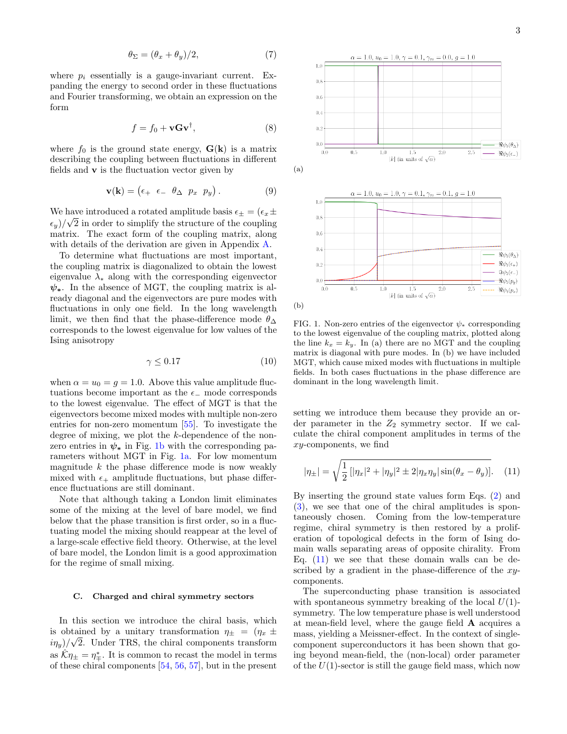$$\theta_\Sigma = (\theta_x + \theta_y)/2, \tag{7}$$

where $p_i$ essentially is a gauge-invariant current. Expanding the energy to second order in these fluctuations and Fourier transforming, we obtain an expression on the form

$$f = f_0 + \mathbf{v}\mathbf{G}\mathbf{v}^\dagger, \tag{8}$$

where $f_0$ is the ground state energy, $\mathbf{G}(\mathbf{k})$ is a matrix describing the coupling between fluctuations in different fields and $\mathbf{v}$ is the fluctuation vector given by

$$\mathbf{v}(\mathbf{k}) = \begin{pmatrix} \epsilon_+ & \epsilon_- & \theta_\Delta & p_x & p_y \end{pmatrix}. \tag{9}$$

We have introduced a rotated amplitude basis $\epsilon_\pm = (\epsilon_x \pm \epsilon_y)/\sqrt{2}$ in order to simplify the structure of the coupling matrix. The exact form of the coupling matrix, along with details of the derivation are given in Appendix A.

To determine what fluctuations are most important, the coupling matrix is diagonalized to obtain the lowest eigenvalue $\lambda_*$ along with the corresponding eigenvector $\boldsymbol{\psi_*}$. In the absence of MGT, the coupling matrix is already diagonal and the eigenvectors are pure modes with fluctuations in only one field. In the long wavelength limit, we then find that the phase-difference mode $\theta_\Delta$ corresponds to the lowest eigenvalue for low values of the Ising anisotropy

$$\gamma \leq 0.17 \tag{10}$$

when $\alpha = u_0 = g = 1.0$. Above this value amplitude fluctuations become important as the $\epsilon_-$ mode corresponds to the lowest eigenvalue. The effect of MGT is that the eigenvectors become mixed modes with multiple non-zero entries for non-zero momentum [55]. To investigate the degree of mixing, we plot the $k$-dependence of the non-zero entries in $\boldsymbol{\psi_*}$ in Fig. 1b with the corresponding parameters without MGT in Fig. 1a. For low momentum magnitude $k$ the phase difference mode is now weakly mixed with $\epsilon_+$ amplitude fluctuations, but phase difference fluctuations are still dominant.

Note that although taking a London limit eliminates some of the mixing at the level of bare model, we find below that the phase transition is first order, so in a fluctuating model the mixing should reappear at the level of a large-scale effective field theory. Otherwise, at the level of bare model, the London limit is a good approximation for the regime of small mixing.

### C. Charged and chiral symmetry sectors

In this section we introduce the chiral basis, which is obtained by a unitary transformation $\eta_\pm = (\eta_x \pm i\eta_y)/\sqrt{2}$. Under TRS, the chiral components transform as $\hat{\mathcal{K}}\eta_\pm = \eta^*_\mp$. It is common to recast the model in terms of these chiral components [54, 56, 57], but in the present setting we introduce them because they provide an order parameter in the $Z_2$ symmetry sector. If we calculate the chiral component amplitudes in terms of the $xy$-components, we find

$$|\eta_\pm| = \sqrt{\frac{1}{2}\left[|\eta_x|^2 + |\eta_y|^2 \pm 2|\eta_x\eta_y|\sin(\theta_x - \theta_y)\right]}. \tag{11}$$

By inserting the ground state values form Eqs. (2) and (3), we see that one of the chiral amplitudes is spontaneously chosen. Coming from the low-temperature regime, chiral symmetry is then restored by a proliferation of topological defects in the form of Ising domain walls separating areas of opposite chirality. From Eq. (11) we see that these domain walls can be described by a gradient in the phase-difference of the $xy$-components.

The superconducting phase transition is associated with spontaneous symmetry breaking of the local $U(1)$-symmetry. The low temperature phase is well understood at mean-field level, where the gauge field $\mathbf{A}$ acquires a mass, yielding a Meissner-effect. In the context of single-component superconductors it has been shown that going beyond mean-field, the (non-local) order parameter of the $U(1)$-sector is still the gauge field mass, which now

(a)

(b)

FIG. 1. Non-zero entries of the eigenvector $\psi_*$ corresponding to the lowest eigenvalue of the coupling matrix, plotted along the line $k_x = k_y$. In (a) there are no MGT and the coupling matrix is diagonal with pure modes. In (b) we have included MGT, which cause mixed modes with fluctuations in multiple fields. In both cases fluctuations in the phase difference are dominant in the long wavelength limit.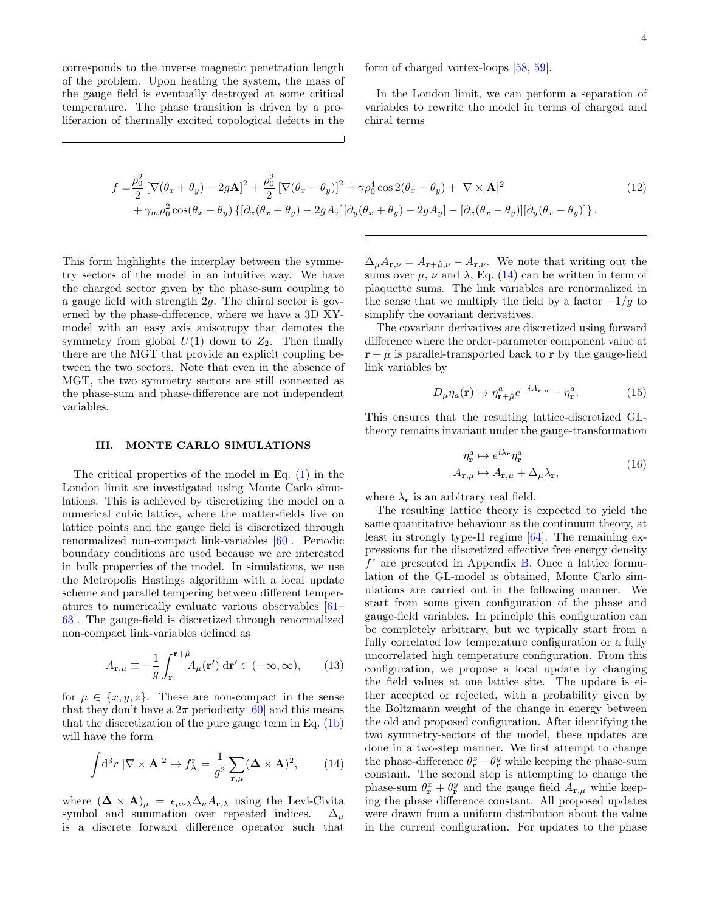corresponds to the inverse magnetic penetration length of the problem. Upon heating the system, the mass of the gauge field is eventually destroyed at some critical temperature. The phase transition is driven by a proliferation of thermally excited topological defects in the form of charged vortex-loops [58, 59].

In the London limit, we can perform a separation of variables to rewrite the model in terms of charged and chiral terms

$$
\begin{aligned}
f =& \frac{\rho_0^2}{2}\left[\nabla(\theta_x+\theta_y)-2g\mathbf{A}\right]^2+\frac{\rho_0^2}{2}\left[\nabla(\theta_x-\theta_y)\right]^2+\gamma\rho_0^4\cos 2(\theta_x-\theta_y)+|\nabla\times\mathbf{A}|^2 \\
&+\gamma_m\rho_0^2\cos(\theta_x-\theta_y)\left\{[\partial_x(\theta_x+\theta_y)-2gA_x][\partial_y(\theta_x+\theta_y)-2gA_y]-[\partial_x(\theta_x-\theta_y)][\partial_y(\theta_x-\theta_y)]\right\}.
\end{aligned}
\tag{12}
$$

This form highlights the interplay between the symmetry sectors of the model in an intuitive way. We have the charged sector given by the phase-sum coupling to a gauge field with strength $2g$. The chiral sector is governed by the phase-difference, where we have a 3D XY-model with an easy axis anisotropy that demotes the symmetry from global $U(1)$ down to $Z_2$. Then finally there are the MGT that provide an explicit coupling between the two sectors. Note that even in the absence of MGT, the two symmetry sectors are still connected as the phase-sum and phase-difference are not independent variables.

### III. MONTE CARLO SIMULATIONS

The critical properties of the model in Eq. (1) in the London limit are investigated using Monte Carlo simulations. This is achieved by discretizing the model on a numerical cubic lattice, where the matter-fields live on lattice points and the gauge field is discretized through renormalized non-compact link-variables [60]. Periodic boundary conditions are used because we are interested in bulk properties of the model. In simulations, we use the Metropolis Hastings algorithm with a local update scheme and parallel tempering between different temperatures to numerically evaluate various observables [61–63]. The gauge-field is discretized through renormalized non-compact link-variables defined as

$$
A_{\mathbf{r},\mu}\equiv-\frac{1}{g}\int_{\mathbf{r}}^{\mathbf{r}+\hat{\mu}}A_\mu(\mathbf{r}')\,\mathrm{d}\mathbf{r}'\in(-\infty,\infty), \tag{13}
$$

for $\mu\in\{x,y,z\}$. These are non-compact in the sense that they don't have a $2\pi$ periodicity [60] and this means that the discretization of the pure gauge term in Eq. (1b) will have the form

$$
\int \mathrm{d}^3r\,|\nabla\times\mathbf{A}|^2\mapsto f_{\mathrm{A}}^{\mathrm{r}}=\frac{1}{g^2}\sum_{\mathbf{r},\mu}(\mathbf{\Delta}\times\mathbf{A})^2, \tag{14}
$$

where $(\mathbf{\Delta}\times\mathbf{A})_\mu=\epsilon_{\mu\nu\lambda}\Delta_\nu A_{\mathbf{r},\lambda}$ using the Levi-Civita symbol and summation over repeated indices. $\Delta_\mu$ is a discrete forward difference operator such that $\Delta_\mu A_{\mathbf{r},\nu}=A_{\mathbf{r}+\hat{\mu},\nu}-A_{\mathbf{r},\nu}$. We note that writing out the sums over $\mu$, $\nu$ and $\lambda$, Eq. (14) can be written in term of plaquette sums. The link variables are renormalized in the sense that we multiply the field by a factor $-1/g$ to simplify the covariant derivatives.

The covariant derivatives are discretized using forward difference where the order-parameter component value at $\mathbf{r}+\hat{\mu}$ is parallel-transported back to $\mathbf{r}$ by the gauge-field link variables by

$$
D_\mu\eta_a(\mathbf{r})\mapsto\eta^a_{\mathbf{r}+\hat{\mu}}e^{-iA_{\mathbf{r},\mu}}-\eta^a_{\mathbf{r}}. \tag{15}
$$

This ensures that the resulting lattice-discretized GL-theory remains invariant under the gauge-transformation

$$
\begin{aligned}
\eta^a_{\mathbf{r}}&\mapsto e^{i\lambda_{\mathbf{r}}}\eta^a_{\mathbf{r}}\\
A_{\mathbf{r},\mu}&\mapsto A_{\mathbf{r},\mu}+\Delta_\mu\lambda_{\mathbf{r}},
\end{aligned}
\tag{16}
$$

where $\lambda_{\mathbf{r}}$ is an arbitrary real field.

The resulting lattice theory is expected to yield the same quantitative behaviour as the continuum theory, at least in strongly type-II regime [64]. The remaining expressions for the discretized effective free energy density $f^{\mathrm{r}}$ are presented in Appendix B. Once a lattice formulation of the GL-model is obtained, Monte Carlo simulations are carried out in the following manner. We start from some given configuration of the phase and gauge-field variables. In principle this configuration can be completely arbitrary, but we typically start from a fully correlated low temperature configuration or a fully uncorrelated high temperature configuration. From this configuration, we propose a local update by changing the field values at one lattice site. The update is either accepted or rejected, with a probability given by the Boltzmann weight of the change in energy between the old and proposed configuration. After identifying the two symmetry-sectors of the model, these updates are done in a two-step manner. We first attempt to change the phase-difference $\theta^x_{\mathbf{r}}-\theta^y_{\mathbf{r}}$ while keeping the phase-sum constant. The second step is attempting to change the phase-sum $\theta^x_{\mathbf{r}}+\theta^y_{\mathbf{r}}$ and the gauge field $A_{\mathbf{r},\mu}$ while keeping the phase difference constant. All proposed updates were drawn from a uniform distribution about the value in the current configuration. For updates to the phase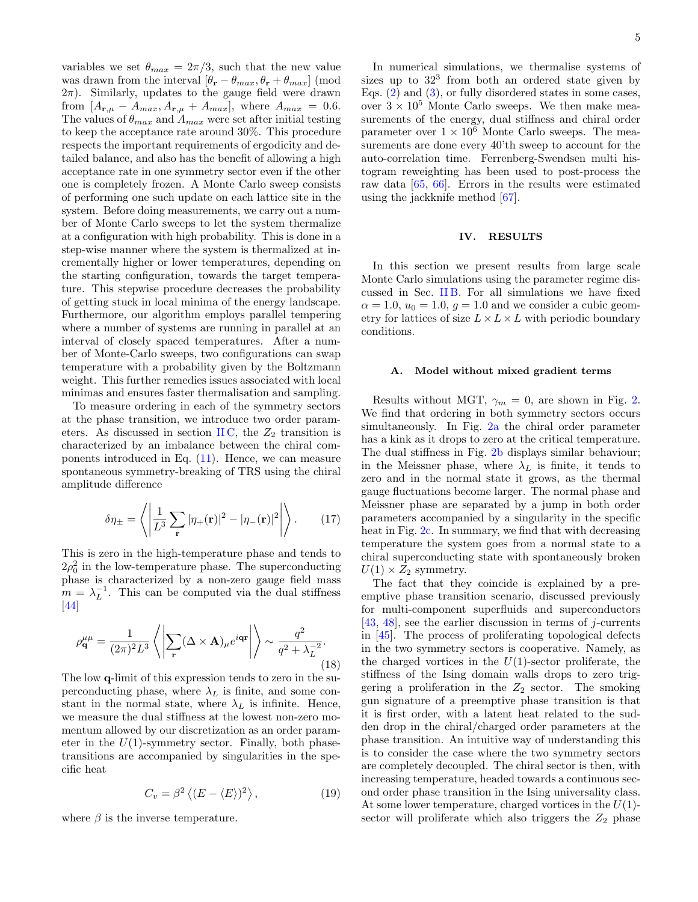variables we set $\theta_{max} = 2\pi/3$, such that the new value was drawn from the interval $[\theta_{\mathbf{r}} - \theta_{max}, \theta_{\mathbf{r}} + \theta_{max}]$ (mod $2\pi$). Similarly, updates to the gauge field were drawn from $[A_{\mathbf{r},\mu} - A_{max}, A_{\mathbf{r},\mu} + A_{max}]$, where $A_{max} = 0.6$. The values of $\theta_{max}$ and $A_{max}$ were set after initial testing to keep the acceptance rate around 30%. This procedure respects the important requirements of ergodicity and detailed balance, and also has the benefit of allowing a high acceptance rate in one symmetry sector even if the other one is completely frozen. A Monte Carlo sweep consists of performing one such update on each lattice site in the system. Before doing measurements, we carry out a number of Monte Carlo sweeps to let the system thermalize at a configuration with high probability. This is done in a step-wise manner where the system is thermalized at incrementally higher or lower temperatures, depending on the starting configuration, towards the target temperature. This stepwise procedure decreases the probability of getting stuck in local minima of the energy landscape. Furthermore, our algorithm employs parallel tempering where a number of systems are running in parallel at an interval of closely spaced temperatures. After a number of Monte-Carlo sweeps, two configurations can swap temperature with a probability given by the Boltzmann weight. This further remedies issues associated with local minimas and ensures faster thermalisation and sampling.

To measure ordering in each of the symmetry sectors at the phase transition, we introduce two order parameters. As discussed in section II C, the $Z_2$ transition is characterized by an imbalance between the chiral components introduced in Eq. (11). Hence, we can measure spontaneous symmetry-breaking of TRS using the chiral amplitude difference

$$\delta\eta_{\pm} = \left\langle \left| \frac{1}{L^3} \sum_{\mathbf{r}} |\eta_+(\mathbf{r})|^2 - |\eta_-(\mathbf{r})|^2 \right| \right\rangle. \tag{17}$$

This is zero in the high-temperature phase and tends to $2\rho_0^2$ in the low-temperature phase. The superconducting phase is characterized by a non-zero gauge field mass $m = \lambda_L^{-1}$. This can be computed via the dual stiffness [44]

$$\rho_{\mathbf{q}}^{\mu\mu} = \frac{1}{(2\pi)^2 L^3} \left\langle \left| \sum_{\mathbf{r}} (\Delta \times \mathbf{A})_{\mu} e^{i\mathbf{q}\mathbf{r}} \right| \right\rangle \sim \frac{q^2}{q^2 + \lambda_L^{-2}}. \tag{18}$$

The low $\mathbf{q}$-limit of this expression tends to zero in the superconducting phase, where $\lambda_L$ is finite, and some constant in the normal state, where $\lambda_L$ is infinite. Hence, we measure the dual stiffness at the lowest non-zero momentum allowed by our discretization as an order parameter in the $U(1)$-symmetry sector. Finally, both phase-transitions are accompanied by singularities in the specific heat

$$C_v = \beta^2 \left\langle (E - \langle E \rangle)^2 \right\rangle, \tag{19}$$

where $\beta$ is the inverse temperature.

In numerical simulations, we thermalise systems of sizes up to $32^3$ from both an ordered state given by Eqs. (2) and (3), or fully disordered states in some cases, over $3 \times 10^5$ Monte Carlo sweeps. We then make measurements of the energy, dual stiffness and chiral order parameter over $1 \times 10^6$ Monte Carlo sweeps. The measurements are done every 40'th sweep to account for the auto-correlation time. Ferrenberg-Swendsen multi histogram reweighting has been used to post-process the raw data [65, 66]. Errors in the results were estimated using the jackknife method [67].

## IV. RESULTS

In this section we present results from large scale Monte Carlo simulations using the parameter regime discussed in Sec. II B. For all simulations we have fixed $\alpha = 1.0$, $u_0 = 1.0$, $g = 1.0$ and we consider a cubic geometry for lattices of size $L \times L \times L$ with periodic boundary conditions.

### A. Model without mixed gradient terms

Results without MGT, $\gamma_m = 0$, are shown in Fig. 2. We find that ordering in both symmetry sectors occurs simultaneously. In Fig. 2a the chiral order parameter has a kink as it drops to zero at the critical temperature. The dual stiffness in Fig. 2b displays similar behaviour; in the Meissner phase, where $\lambda_L$ is finite, it tends to zero and in the normal state it grows, as the thermal gauge fluctuations become larger. The normal phase and Meissner phase are separated by a jump in both order parameters accompanied by a singularity in the specific heat in Fig. 2c. In summary, we find that with decreasing temperature the system goes from a normal state to a chiral superconducting state with spontaneously broken $U(1) \times Z_2$ symmetry.

The fact that they coincide is explained by a preemptive phase transition scenario, discussed previously for multi-component superfluids and superconductors [43, 48], see the earlier discussion in terms of $j$-currents in [45]. The process of proliferating topological defects in the two symmetry sectors is cooperative. Namely, as the charged vortices in the $U(1)$-sector proliferate, the stiffness of the Ising domain walls drops to zero triggering a proliferation in the $Z_2$ sector. The smoking gun signature of a preemptive phase transition is that it is first order, with a latent heat related to the sudden drop in the chiral/charged order parameters at the phase transition. An intuitive way of understanding this is to consider the case where the two symmetry sectors are completely decoupled. The chiral sector is then, with increasing temperature, headed towards a continuous second order phase transition in the Ising universality class. At some lower temperature, charged vortices in the $U(1)$-sector will proliferate which also triggers the $Z_2$ phase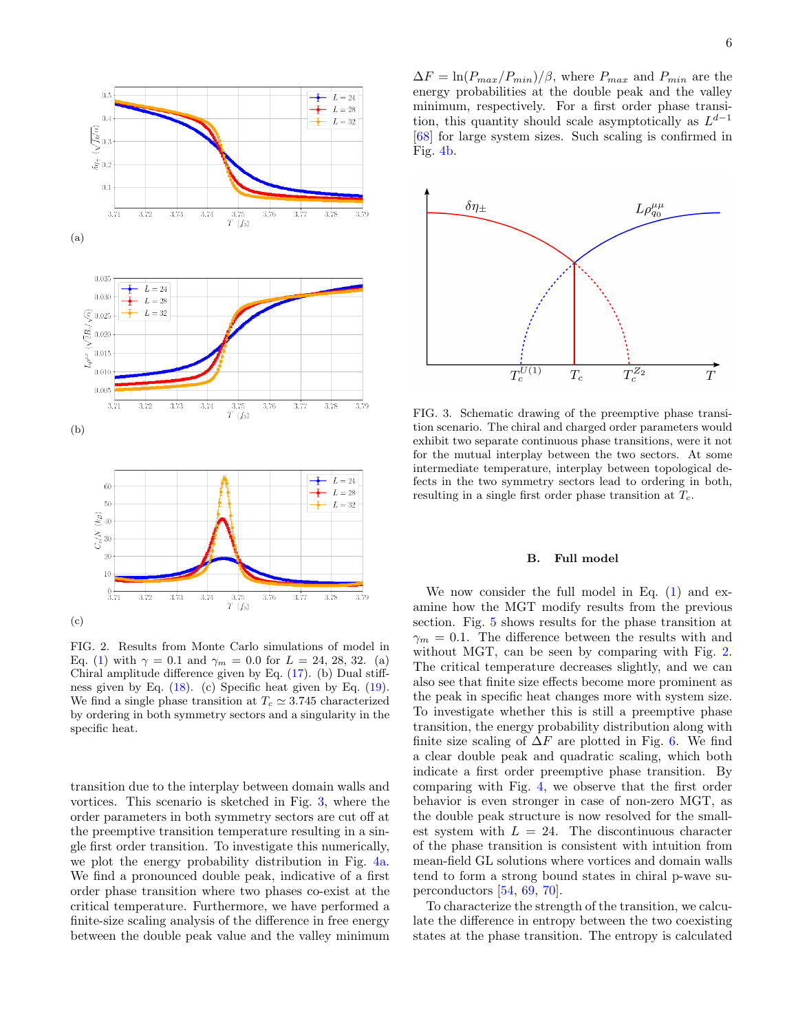(a)

(b)

(c)

FIG. 2. Results from Monte Carlo simulations of model in Eq. (1) with $\gamma = 0.1$ and $\gamma_m = 0.0$ for $L = 24, 28, 32$. (a) Chiral amplitude difference given by Eq. (17). (b) Dual stiffness given by Eq. (18). (c) Specific heat given by Eq. (19). We find a single phase transition at $T_c \simeq 3.745$ characterized by ordering in both symmetry sectors and a singularity in the specific heat.

transition due to the interplay between domain walls and vortices. This scenario is sketched in Fig. 3, where the order parameters in both symmetry sectors are cut off at the preemptive transition temperature resulting in a single first order transition. To investigate this numerically, we plot the energy probability distribution in Fig. 4a. We find a pronounced double peak, indicative of a first order phase transition where two phases co-exist at the critical temperature. Furthermore, we have performed a finite-size scaling analysis of the difference in free energy between the double peak value and the valley minimum $\Delta F = \ln(P_{max}/P_{min})/\beta$, where $P_{max}$ and $P_{min}$ are the energy probabilities at the double peak and the valley minimum, respectively. For a first order phase transition, this quantity should scale asymptotically as $L^{d-1}$ [68] for large system sizes. Such scaling is confirmed in Fig. 4b.

FIG. 3. Schematic drawing of the preemptive phase transition scenario. The chiral and charged order parameters would exhibit two separate continuous phase transitions, were it not for the mutual interplay between the two sectors. At some intermediate temperature, interplay between topological defects in the two symmetry sectors lead to ordering in both, resulting in a single first order phase transition at $T_c$.

### B. Full model

We now consider the full model in Eq. (1) and examine how the MGT modify results from the previous section. Fig. 5 shows results for the phase transition at $\gamma_m = 0.1$. The difference between the results with and without MGT, can be seen by comparing with Fig. 2. The critical temperature decreases slightly, and we can also see that finite size effects become more prominent as the peak in specific heat changes more with system size. To investigate whether this is still a preemptive phase transition, the energy probability distribution along with finite size scaling of $\Delta F$ are plotted in Fig. 6. We find a clear double peak and quadratic scaling, which both indicate a first order preemptive phase transition. By comparing with Fig. 4, we observe that the first order behavior is even stronger in case of non-zero MGT, as the double peak structure is now resolved for the smallest system with $L = 24$. The discontinuous character of the phase transition is consistent with intuition from mean-field GL solutions where vortices and domain walls tend to form a strong bound states in chiral p-wave superconductors [54, 69, 70].

To characterize the strength of the transition, we calculate the difference in entropy between the two coexisting states at the phase transition. The entropy is calculated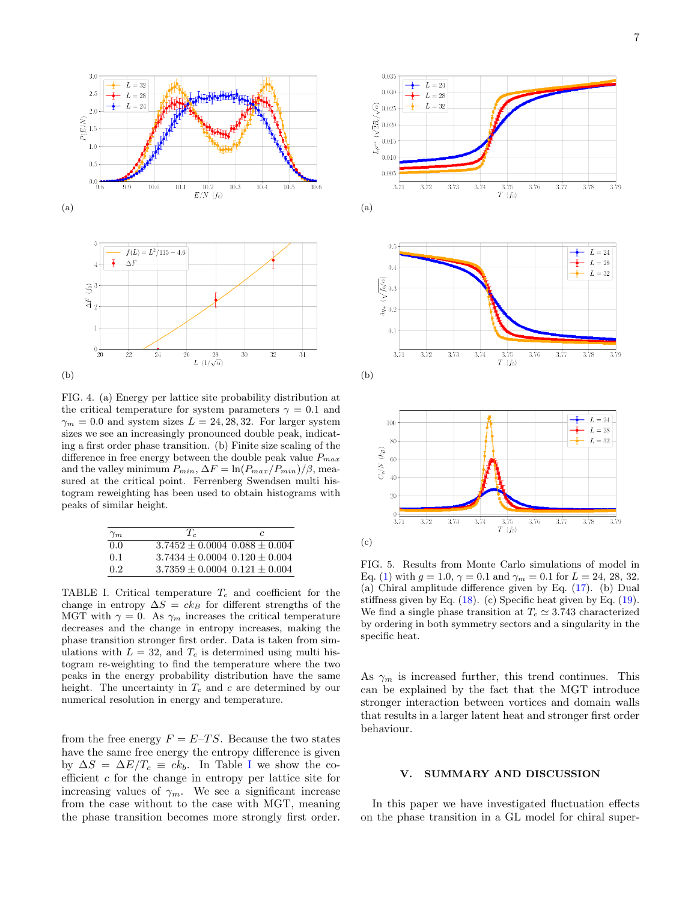FIG. 4. (a) Energy per lattice site probability distribution at the critical temperature for system parameters $\gamma = 0.1$ and $\gamma_m = 0.0$ and system sizes $L = 24, 28, 32$. For larger system sizes we see an increasingly pronounced double peak, indicating a first order phase transition. (b) Finite size scaling of the difference in free energy between the double peak value $P_{max}$ and the valley minimum $P_{min}$, $\Delta F = \ln(P_{max}/P_{min})/\beta$, measured at the critical point. Ferrenberg Swendsen multi histogram reweighting has been used to obtain histograms with peaks of similar height.

| $\gamma_m$ | $T_c$ | $c$ |
|---|---|---|
| 0.0 | $3.7452 \pm 0.0004$ | $0.088 \pm 0.004$ |
| 0.1 | $3.7434 \pm 0.0004$ | $0.120 \pm 0.004$ |
| 0.2 | $3.7359 \pm 0.0004$ | $0.121 \pm 0.004$ |

TABLE I. Critical temperature $T_c$ and coefficient for the change in entropy $\Delta S = ck_B$ for different strengths of the MGT with $\gamma = 0$. As $\gamma_m$ increases the critical temperature decreases and the change in entropy increases, making the phase transition stronger first order. Data is taken from simulations with $L = 32$, and $T_c$ is determined using multi histogram re-weighting to find the temperature where the two peaks in the energy probability distribution have the same height. The uncertainty in $T_c$ and $c$ are determined by our numerical resolution in energy and temperature.

from the free energy $F = E - TS$. Because the two states have the same free energy the entropy difference is given by $\Delta S = \Delta E/T_c \equiv ck_b$. In Table I we show the coefficient $c$ for the change in entropy per lattice site for increasing values of $\gamma_m$. We see a significant increase from the case without to the case with MGT, meaning the phase transition becomes more strongly first order.

FIG. 5. Results from Monte Carlo simulations of model in Eq. (1) with $g = 1.0$, $\gamma = 0.1$ and $\gamma_m = 0.1$ for $L = 24$, 28, 32. (a) Chiral amplitude difference given by Eq. (17). (b) Dual stiffness given by Eq. (18). (c) Specific heat given by Eq. (19). We find a single phase transition at $T_c \simeq 3.743$ characterized by ordering in both symmetry sectors and a singularity in the specific heat.

As $\gamma_m$ is increased further, this trend continues. This can be explained by the fact that the MGT introduce stronger interaction between vortices and domain walls that results in a larger latent heat and stronger first order behaviour.

## V. SUMMARY AND DISCUSSION

In this paper we have investigated fluctuation effects on the phase transition in a GL model for chiral super-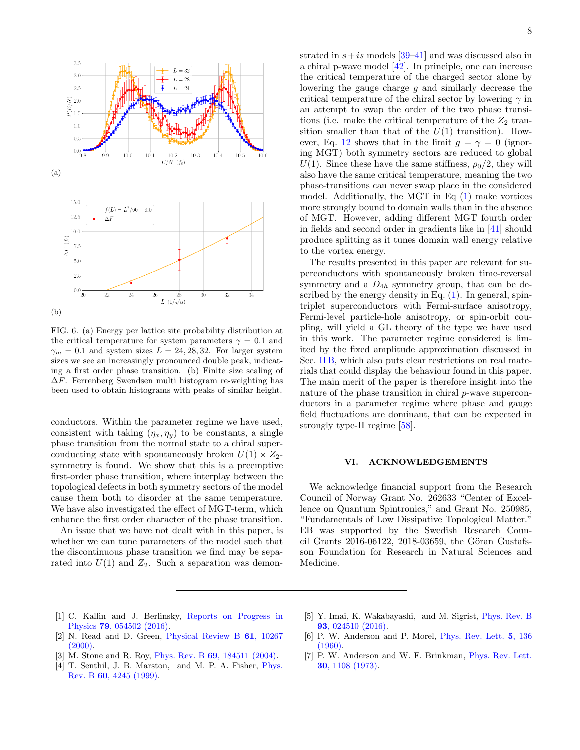(a)

(b)

FIG. 6. (a) Energy per lattice site probability distribution at the critical temperature for system parameters $\gamma = 0.1$ and $\gamma_m = 0.1$ and system sizes $L = 24, 28, 32$. For larger system sizes we see an increasingly pronounced double peak, indicating a first order phase transition. (b) Finite size scaling of $\Delta F$. Ferrenberg Swendsen multi histogram re-weighting has been used to obtain histograms with peaks of similar height.

conductors. Within the parameter regime we have used, consistent with taking $(\eta_x, \eta_y)$ to be constants, a single phase transition from the normal state to a chiral superconducting state with spontaneously broken $U(1) \times Z_2$-symmetry is found. We show that this is a preemptive first-order phase transition, where interplay between the topological defects in both symmetry sectors of the model cause them both to disorder at the same temperature. We have also investigated the effect of MGT-term, which enhance the first order character of the phase transition.

An issue that we have not dealt with in this paper, is whether we can tune parameters of the model such that the discontinuous phase transition we find may be separated into $U(1)$ and $Z_2$. Such a separation was demonstrated in $s+is$ models [39–41] and was discussed also in a chiral p-wave model [42]. In principle, one can increase the critical temperature of the charged sector alone by lowering the gauge charge $g$ and similarly decrease the critical temperature of the chiral sector by lowering $\gamma$ in an attempt to swap the order of the two phase transitions (i.e. make the critical temperature of the $Z_2$ transition smaller than that of the $U(1)$ transition). However, Eq. 12 shows that in the limit $g = \gamma = 0$ (ignoring MGT) both symmetry sectors are reduced to global $U(1)$. Since these have the same stiffness, $\rho_0/2$, they will also have the same critical temperature, meaning the two phase-transitions can never swap place in the considered model. Additionally, the MGT in Eq (1) make vortices more strongly bound to domain walls than in the absence of MGT. However, adding different MGT fourth order in fields and second order in gradients like in [41] should produce splitting as it tunes domain wall energy relative to the vortex energy.

The results presented in this paper are relevant for superconductors with spontaneously broken time-reversal symmetry and a $D_{4h}$ symmetry group, that can be described by the energy density in Eq. (1). In general, spin-triplet superconductors with Fermi-surface anisotropy, Fermi-level particle-hole anisotropy, or spin-orbit coupling, will yield a GL theory of the type we have used in this work. The parameter regime considered is limited by the fixed amplitude approximation discussed in Sec. II B, which also puts clear restrictions on real materials that could display the behaviour found in this paper. The main merit of the paper is therefore insight into the nature of the phase transition in chiral $p$-wave superconductors in a parameter regime where phase and gauge field fluctuations are dominant, that can be expected in strongly type-II regime [58].

## VI. ACKNOWLEDGEMENTS

We acknowledge financial support from the Research Council of Norway Grant No. 262633 “Center of Excellence on Quantum Spintronics,” and Grant No. 250985, “Fundamentals of Low Dissipative Topological Matter.” EB was supported by the Swedish Research Council Grants 2016-06122, 2018-03659, the Göran Gustafsson Foundation for Research in Natural Sciences and Medicine.

---

[1] C. Kallin and J. Berlinsky, Reports on Progress in Physics **79**, 054502 (2016).

[2] N. Read and D. Green, Physical Review B **61**, 10267 (2000).

[3] M. Stone and R. Roy, Phys. Rev. B **69**, 184511 (2004).

[4] T. Senthil, J. B. Marston, and M. P. A. Fisher, Phys. Rev. B **60**, 4245 (1999).

[5] Y. Imai, K. Wakabayashi, and M. Sigrist, Phys. Rev. B **93**, 024510 (2016).

[6] P. W. Anderson and P. Morel, Phys. Rev. Lett. **5**, 136 (1960).

[7] P. W. Anderson and W. F. Brinkman, Phys. Rev. Lett. **30**, 1108 (1973).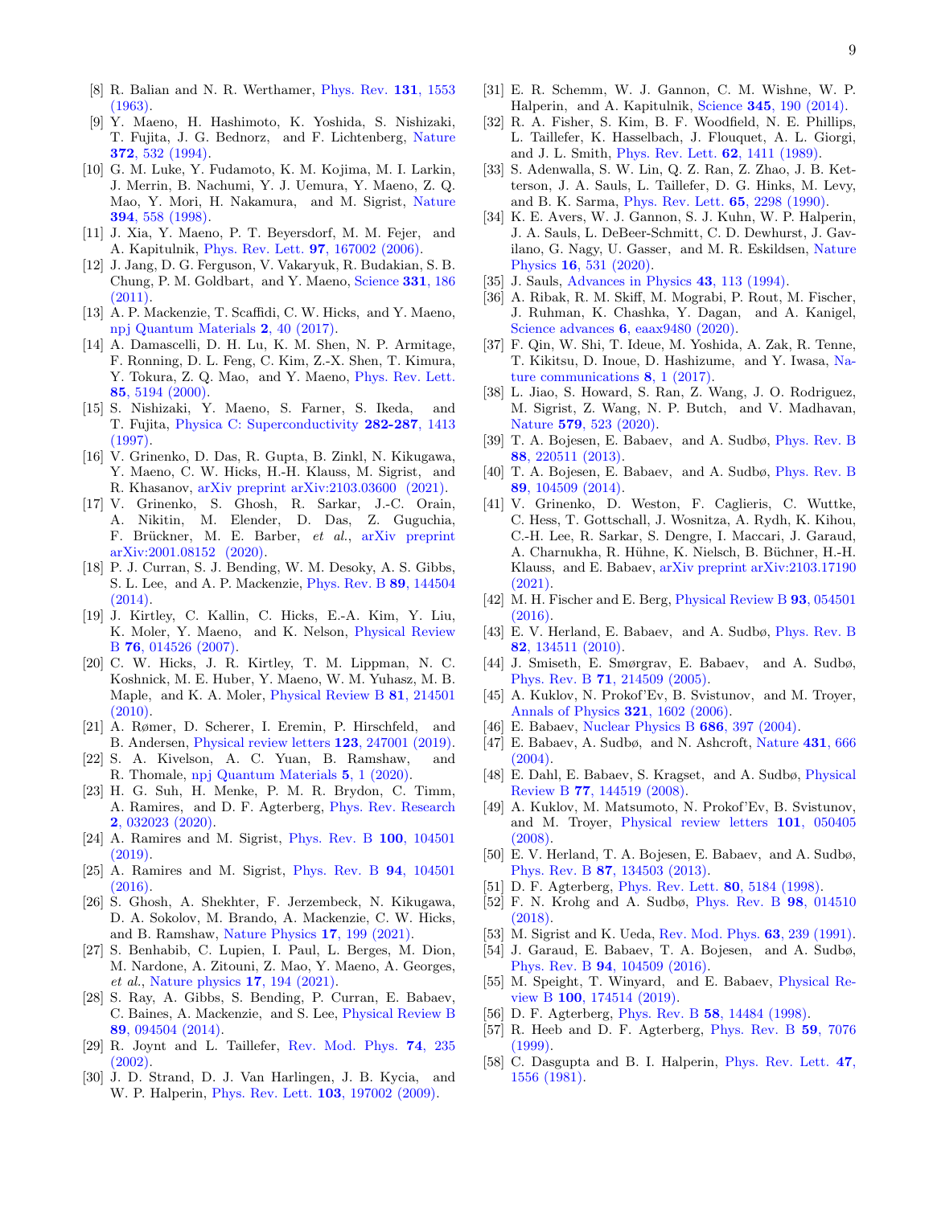[8] R. Balian and N. R. Werthamer, Phys. Rev. **131**, 1553 (1963).

[9] Y. Maeno, H. Hashimoto, K. Yoshida, S. Nishizaki, T. Fujita, J. G. Bednorz, and F. Lichtenberg, Nature **372**, 532 (1994).

[10] G. M. Luke, Y. Fudamoto, K. M. Kojima, M. I. Larkin, J. Merrin, B. Nachumi, Y. J. Uemura, Y. Maeno, Z. Q. Mao, Y. Mori, H. Nakamura, and M. Sigrist, Nature **394**, 558 (1998).

[11] J. Xia, Y. Maeno, P. T. Beyersdorf, M. M. Fejer, and A. Kapitulnik, Phys. Rev. Lett. **97**, 167002 (2006).

[12] J. Jang, D. G. Ferguson, V. Vakaryuk, R. Budakian, S. B. Chung, P. M. Goldbart, and Y. Maeno, Science **331**, 186 (2011).

[13] A. P. Mackenzie, T. Scaffidi, C. W. Hicks, and Y. Maeno, npj Quantum Materials **2**, 40 (2017).

[14] A. Damascelli, D. H. Lu, K. M. Shen, N. P. Armitage, F. Ronning, D. L. Feng, C. Kim, Z.-X. Shen, T. Kimura, Y. Tokura, Z. Q. Mao, and Y. Maeno, Phys. Rev. Lett. **85**, 5194 (2000).

[15] S. Nishizaki, Y. Maeno, S. Farner, S. Ikeda, and T. Fujita, Physica C: Superconductivity **282-287**, 1413 (1997).

[16] V. Grinenko, D. Das, R. Gupta, B. Zinkl, N. Kikugawa, Y. Maeno, C. W. Hicks, H.-H. Klauss, M. Sigrist, and R. Khasanov, arXiv preprint arXiv:2103.03600 (2021).

[17] V. Grinenko, S. Ghosh, R. Sarkar, J.-C. Orain, A. Nikitin, M. Elender, D. Das, Z. Guguchia, F. Brückner, M. E. Barber, *et al.*, arXiv preprint arXiv:2001.08152 (2020).

[18] P. J. Curran, S. J. Bending, W. M. Desoky, A. S. Gibbs, S. L. Lee, and A. P. Mackenzie, Phys. Rev. B **89**, 144504 (2014).

[19] J. Kirtley, C. Kallin, C. Hicks, E.-A. Kim, Y. Liu, K. Moler, Y. Maeno, and K. Nelson, Physical Review B **76**, 014526 (2007).

[20] C. W. Hicks, J. R. Kirtley, T. M. Lippman, N. C. Koshnick, M. E. Huber, Y. Maeno, W. M. Yuhasz, M. B. Maple, and K. A. Moler, Physical Review B **81**, 214501 (2010).

[21] A. Rømer, D. Scherer, I. Eremin, P. Hirschfeld, and B. Andersen, Physical review letters **123**, 247001 (2019).

[22] S. A. Kivelson, A. C. Yuan, B. Ramshaw, and R. Thomale, npj Quantum Materials **5**, 1 (2020).

[23] H. G. Suh, H. Menke, P. M. R. Brydon, C. Timm, A. Ramires, and D. F. Agterberg, Phys. Rev. Research **2**, 032023 (2020).

[24] A. Ramires and M. Sigrist, Phys. Rev. B **100**, 104501 (2019).

[25] A. Ramires and M. Sigrist, Phys. Rev. B **94**, 104501 (2016).

[26] S. Ghosh, A. Shekhter, F. Jerzembeck, N. Kikugawa, D. A. Sokolov, M. Brando, A. Mackenzie, C. W. Hicks, and B. Ramshaw, Nature Physics **17**, 199 (2021).

[27] S. Benhabib, C. Lupien, I. Paul, L. Berges, M. Dion, M. Nardone, A. Zitouni, Z. Mao, Y. Maeno, A. Georges, *et al.*, Nature physics **17**, 194 (2021).

[28] S. Ray, A. Gibbs, S. Bending, P. Curran, E. Babaev, C. Baines, A. Mackenzie, and S. Lee, Physical Review B **89**, 094504 (2014).

[29] R. Joynt and L. Taillefer, Rev. Mod. Phys. **74**, 235 (2002).

[30] J. D. Strand, D. J. Van Harlingen, J. B. Kycia, and W. P. Halperin, Phys. Rev. Lett. **103**, 197002 (2009).

[31] E. R. Schemm, W. J. Gannon, C. M. Wishne, W. P. Halperin, and A. Kapitulnik, Science **345**, 190 (2014).

[32] R. A. Fisher, S. Kim, B. F. Woodfield, N. E. Phillips, L. Taillefer, K. Hasselbach, J. Flouquet, A. L. Giorgi, and J. L. Smith, Phys. Rev. Lett. **62**, 1411 (1989).

[33] S. Adenwalla, S. W. Lin, Q. Z. Ran, Z. Zhao, J. B. Ketterson, J. A. Sauls, L. Taillefer, D. G. Hinks, M. Levy, and B. K. Sarma, Phys. Rev. Lett. **65**, 2298 (1990).

[34] K. E. Avers, W. J. Gannon, S. J. Kuhn, W. P. Halperin, J. A. Sauls, L. DeBeer-Schmitt, C. D. Dewhurst, J. Gavilano, G. Nagy, U. Gasser, and M. R. Eskildsen, Nature Physics **16**, 531 (2020).

[35] J. Sauls, Advances in Physics **43**, 113 (1994).

[36] A. Ribak, R. M. Skiff, M. Mograbi, P. Rout, M. Fischer, J. Ruhman, K. Chashka, Y. Dagan, and A. Kanigel, Science advances **6**, eaax9480 (2020).

[37] F. Qin, W. Shi, T. Ideue, M. Yoshida, A. Zak, R. Tenne, T. Kikitsu, D. Inoue, D. Hashizume, and Y. Iwasa, Nature communications **8**, 1 (2017).

[38] L. Jiao, S. Howard, S. Ran, Z. Wang, J. O. Rodriguez, M. Sigrist, Z. Wang, N. P. Butch, and V. Madhavan, Nature **579**, 523 (2020).

[39] T. A. Bojesen, E. Babaev, and A. Sudbø, Phys. Rev. B **88**, 220511 (2013).

[40] T. A. Bojesen, E. Babaev, and A. Sudbø, Phys. Rev. B **89**, 104509 (2014).

[41] V. Grinenko, D. Weston, F. Caglieris, C. Wuttke, C. Hess, T. Gottschall, J. Wosnitza, A. Rydh, K. Kihou, C.-H. Lee, R. Sarkar, S. Dengre, I. Maccari, J. Garaud, A. Charnukha, R. Hühne, K. Nielsch, B. Büchner, H.-H. Klauss, and E. Babaev, arXiv preprint arXiv:2103.17190 (2021).

[42] M. H. Fischer and E. Berg, Physical Review B **93**, 054501 (2016).

[43] E. V. Herland, E. Babaev, and A. Sudbø, Phys. Rev. B **82**, 134511 (2010).

[44] J. Smiseth, E. Smørgrav, E. Babaev, and A. Sudbø, Phys. Rev. B **71**, 214509 (2005).

[45] A. Kuklov, N. Prokof'Ev, B. Svistunov, and M. Troyer, Annals of Physics **321**, 1602 (2006).

[46] E. Babaev, Nuclear Physics B **686**, 397 (2004).

[47] E. Babaev, A. Sudbø, and N. Ashcroft, Nature **431**, 666 (2004).

[48] E. Dahl, E. Babaev, S. Kragset, and A. Sudbø, Physical Review B **77**, 144519 (2008).

[49] A. Kuklov, M. Matsumoto, N. Prokof'Ev, B. Svistunov, and M. Troyer, Physical review letters **101**, 050405 (2008).

[50] E. V. Herland, T. A. Bojesen, E. Babaev, and A. Sudbø, Phys. Rev. B **87**, 134503 (2013).

[51] D. F. Agterberg, Phys. Rev. Lett. **80**, 5184 (1998).

[52] F. N. Krohg and A. Sudbø, Phys. Rev. B **98**, 014510 (2018).

[53] M. Sigrist and K. Ueda, Rev. Mod. Phys. **63**, 239 (1991).

[54] J. Garaud, E. Babaev, T. A. Bojesen, and A. Sudbø, Phys. Rev. B **94**, 104509 (2016).

[55] M. Speight, T. Winyard, and E. Babaev, Physical Review B **100**, 174514 (2019).

[56] D. F. Agterberg, Phys. Rev. B **58**, 14484 (1998).

[57] R. Heeb and D. F. Agterberg, Phys. Rev. B **59**, 7076 (1999).

[58] C. Dasgupta and B. I. Halperin, Phys. Rev. Lett. **47**, 1556 (1981).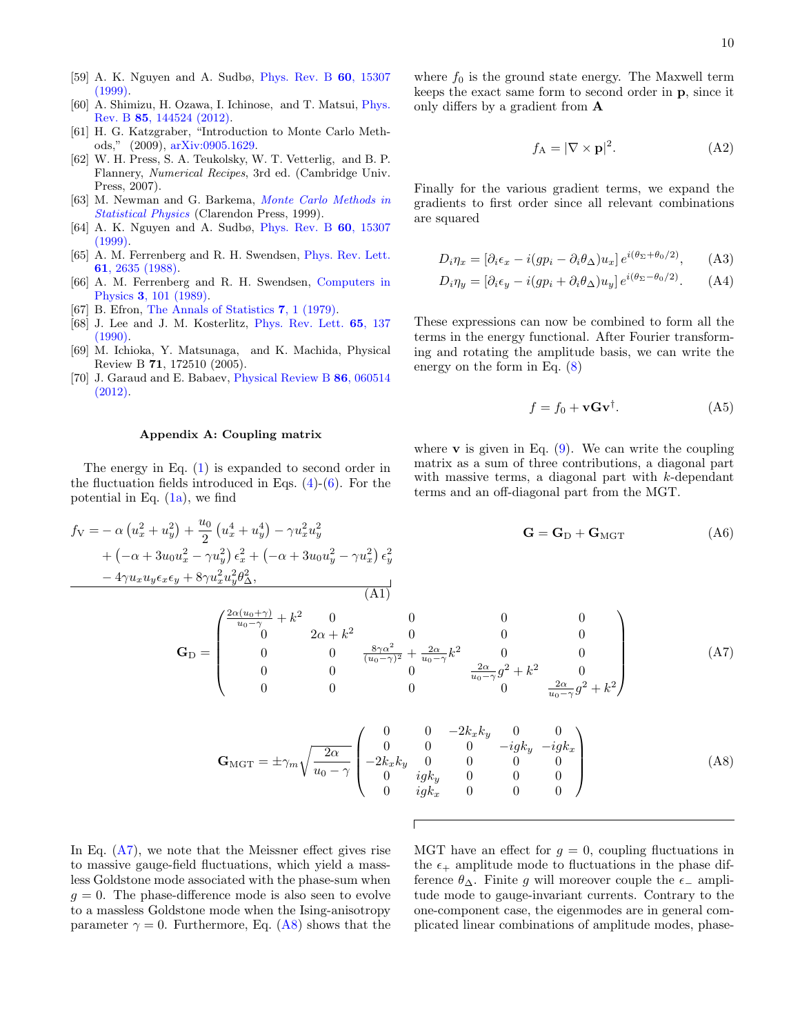[59] A. K. Nguyen and A. Sudbø, Phys. Rev. B **60**, 15307 (1999).
[60] A. Shimizu, H. Ozawa, I. Ichinose, and T. Matsui, Phys. Rev. B **85**, 144524 (2012).
[61] H. G. Katzgraber, "Introduction to Monte Carlo Methods," (2009), arXiv:0905.1629.
[62] W. H. Press, S. A. Teukolsky, W. T. Vetterlig, and B. P. Flannery, *Numerical Recipes*, 3rd ed. (Cambridge Univ. Press, 2007).
[63] M. Newman and G. Barkema, *Monte Carlo Methods in Statistical Physics* (Clarendon Press, 1999).
[64] A. K. Nguyen and A. Sudbø, Phys. Rev. B **60**, 15307 (1999).
[65] A. M. Ferrenberg and R. H. Swendsen, Phys. Rev. Lett. **61**, 2635 (1988).
[66] A. M. Ferrenberg and R. H. Swendsen, Computers in Physics **3**, 101 (1989).
[67] B. Efron, The Annals of Statistics **7**, 1 (1979).
[68] J. Lee and J. M. Kosterlitz, Phys. Rev. Lett. **65**, 137 (1990).
[69] M. Ichioka, Y. Matsunaga, and K. Machida, Physical Review B **71**, 172510 (2005).
[70] J. Garaud and E. Babaev, Physical Review B **86**, 060514 (2012).

## Appendix A: Coupling matrix

The energy in Eq. (1) is expanded to second order in the fluctuation fields introduced in Eqs. (4)-(6). For the potential in Eq. (1a), we find

$$
\begin{aligned}
f_{\mathrm{V}} =& -\alpha\left(u_x^2+u_y^2\right)+\frac{u_0}{2}\left(u_x^4+u_y^4\right)-\gamma u_x^2u_y^2 \\
&+\left(-\alpha+3u_0u_x^2-\gamma u_y^2\right)\epsilon_x^2+\left(-\alpha+3u_0u_y^2-\gamma u_x^2\right)\epsilon_y^2 \\
&-4\gamma u_xu_y\epsilon_x\epsilon_y+8\gamma u_x^2u_y^2\theta_\Delta^2,
\end{aligned}
\tag{A1}
$$

where $f_0$ is the ground state energy. The Maxwell term keeps the exact same form to second order in $\mathbf{p}$, since it only differs by a gradient from $\mathbf{A}$

$$
f_{\mathrm{A}} = |\nabla\times\mathbf{p}|^2. \tag{A2}
$$

Finally for the various gradient terms, we expand the gradients to first order since all relevant combinations are squared

$$
D_i\eta_x = \left[\partial_i\epsilon_x - i(gp_i-\partial_i\theta_\Delta)u_x\right]e^{i(\theta_\Sigma+\theta_0/2)}, \tag{A3}
$$

$$
D_i\eta_y = \left[\partial_i\epsilon_y - i(gp_i+\partial_i\theta_\Delta)u_y\right]e^{i(\theta_\Sigma-\theta_0/2)}. \tag{A4}
$$

These expressions can now be combined to form all the terms in the energy functional. After Fourier transforming and rotating the amplitude basis, we can write the energy on the form in Eq. (8)

$$
f = f_0 + \mathbf{v}\mathbf{G}\mathbf{v}^\dagger. \tag{A5}
$$

where $\mathbf{v}$ is given in Eq. (9). We can write the coupling matrix as a sum of three contributions, a diagonal part with massive terms, a diagonal part with $k$-dependant terms and an off-diagonal part from the MGT.

$$
\mathbf{G} = \mathbf{G}_{\mathrm{D}} + \mathbf{G}_{\mathrm{MGT}} \tag{A6}
$$

$$
\mathbf{G}_{\mathrm{D}} = \begin{pmatrix}
\frac{2\alpha(u_0+\gamma)}{u_0-\gamma}+k^2 & 0 & 0 & 0 & 0 \\
0 & 2\alpha+k^2 & 0 & 0 & 0 \\
0 & 0 & \frac{8\gamma\alpha^2}{(u_0-\gamma)^2}+\frac{2\alpha}{u_0-\gamma}k^2 & 0 & 0 \\
0 & 0 & 0 & \frac{2\alpha}{u_0-\gamma}g^2+k^2 & 0 \\
0 & 0 & 0 & 0 & \frac{2\alpha}{u_0-\gamma}g^2+k^2
\end{pmatrix} \tag{A7}
$$

$$
\mathbf{G}_{\mathrm{MGT}} = \pm\gamma_m\sqrt{\frac{2\alpha}{u_0-\gamma}}\begin{pmatrix}
0 & 0 & -2k_xk_y & 0 & 0 \\
0 & 0 & 0 & -igk_y & -igk_x \\
-2k_xk_y & 0 & 0 & 0 & 0 \\
0 & igk_y & 0 & 0 & 0 \\
0 & igk_x & 0 & 0 & 0
\end{pmatrix} \tag{A8}
$$

In Eq. (A7), we note that the Meissner effect gives rise to massive gauge-field fluctuations, which yield a massless Goldstone mode associated with the phase-sum when $g = 0$. The phase-difference mode is also seen to evolve to a massless Goldstone mode when the Ising-anisotropy parameter $\gamma = 0$. Furthermore, Eq. (A8) shows that the MGT have an effect for $g = 0$, coupling fluctuations in the $\epsilon_+$ amplitude mode to fluctuations in the phase difference $\theta_\Delta$. Finite $g$ will moreover couple the $\epsilon_-$ amplitude mode to gauge-invariant currents. Contrary to the one-component case, the eigenmodes are in general complicated linear combinations of amplitude modes, phase-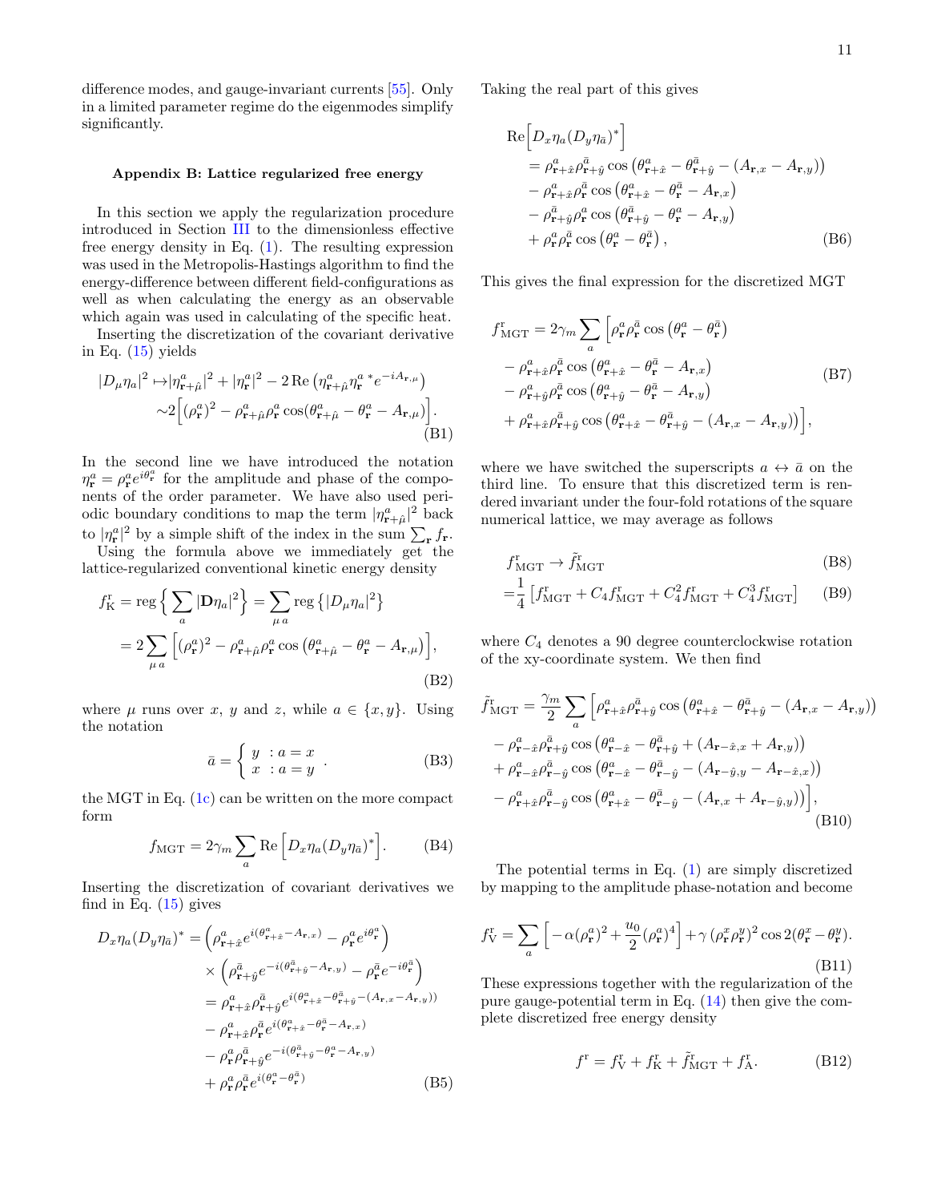difference modes, and gauge-invariant currents [55]. Only in a limited parameter regime do the eigenmodes simplify significantly.

### Appendix B: Lattice regularized free energy

In this section we apply the regularization procedure introduced in Section III to the dimensionless effective free energy density in Eq. (1). The resulting expression was used in the Metropolis-Hastings algorithm to find the energy-difference between different field-configurations as well as when calculating the energy as an observable which again was used in calculating of the specific heat.

Inserting the discretization of the covariant derivative in Eq. (15) yields

$$
\begin{aligned}
|D_\mu \eta_a|^2 \mapsto & |\eta^a_{\mathbf{r}+\hat{\mu}}|^2 + |\eta^a_{\mathbf{r}}|^2 - 2\,\mathrm{Re}\left(\eta^a_{\mathbf{r}+\hat{\mu}} \eta^{a\,*}_{\mathbf{r}} e^{-iA_{\mathbf{r},\mu}}\right) \\
\sim & 2\Big[(\rho^a_{\mathbf{r}})^2 - \rho^a_{\mathbf{r}+\hat{\mu}}\rho^a_{\mathbf{r}} \cos(\theta^a_{\mathbf{r}+\hat{\mu}} - \theta^a_{\mathbf{r}} - A_{\mathbf{r},\mu})\Big].
\end{aligned} \tag{B1}
$$

In the second line we have introduced the notation $\eta^a_{\mathbf{r}} = \rho^a_{\mathbf{r}} e^{i\theta^a_{\mathbf{r}}}$ for the amplitude and phase of the components of the order parameter. We have also used periodic boundary conditions to map the term $|\eta^a_{\mathbf{r}+\hat{\mu}}|^2$ back to $|\eta^a_{\mathbf{r}}|^2$ by a simple shift of the index in the sum $\sum_{\mathbf{r}} f_{\mathbf{r}}$.

Using the formula above we immediately get the lattice-regularized conventional kinetic energy density

$$
\begin{aligned}
f^{\mathrm{r}}_{\mathrm{K}} &= \mathrm{reg}\Big\{\sum_a |\mathbf{D}\eta_a|^2\Big\} = \sum_{\mu\, a} \mathrm{reg}\left\{|D_\mu \eta_a|^2\right\} \\
&= 2\sum_{\mu\, a}\Big[(\rho^a_{\mathbf{r}})^2 - \rho^a_{\mathbf{r}+\hat{\mu}}\rho^a_{\mathbf{r}} \cos\left(\theta^a_{\mathbf{r}+\hat{\mu}} - \theta^a_{\mathbf{r}} - A_{\mathbf{r},\mu}\right)\Big],
\end{aligned} \tag{B2}
$$

where $\mu$ runs over $x$, $y$ and $z$, while $a \in \{x, y\}$. Using the notation

$$
\bar{a} = \begin{cases} y & : a = x \\ x & : a = y \end{cases}. \tag{B3}
$$

the MGT in Eq. (1c) can be written on the more compact form

$$
f_{\mathrm{MGT}} = 2\gamma_m \sum_a \mathrm{Re}\Big[D_x\eta_a (D_y \eta_{\bar{a}})^*\Big]. \tag{B4}
$$

Inserting the discretization of covariant derivatives we find in Eq. (15) gives

$$
\begin{aligned}
D_x\eta_a (D_y\eta_{\bar{a}})^* =& \left(\rho^a_{\mathbf{r}+\hat{x}} e^{i(\theta^a_{\mathbf{r}+\hat{x}} - A_{\mathbf{r},x})} - \rho^a_{\mathbf{r}} e^{i\theta^a_{\mathbf{r}}}\right) \\
&\times \left(\rho^{\bar{a}}_{\mathbf{r}+\hat{y}} e^{-i(\theta^{\bar{a}}_{\mathbf{r}+\hat{y}} - A_{\mathbf{r},y})} - \rho^{\bar{a}}_{\mathbf{r}} e^{-i\theta^{\bar{a}}_{\mathbf{r}}}\right) \\
=& \rho^a_{\mathbf{r}+\hat{x}} \rho^{\bar{a}}_{\mathbf{r}+\hat{y}} e^{i(\theta^a_{\mathbf{r}+\hat{x}} - \theta^{\bar{a}}_{\mathbf{r}+\hat{y}} - (A_{\mathbf{r},x} - A_{\mathbf{r},y}))} \\
&- \rho^a_{\mathbf{r}+\hat{x}} \rho^{\bar{a}}_{\mathbf{r}} e^{i(\theta^a_{\mathbf{r}+\hat{x}} - \theta^{\bar{a}}_{\mathbf{r}} - A_{\mathbf{r},x})} \\
&- \rho^a_{\mathbf{r}} \rho^{\bar{a}}_{\mathbf{r}+\hat{y}} e^{-i(\theta^{\bar{a}}_{\mathbf{r}+\hat{y}} - \theta^a_{\mathbf{r}} - A_{\mathbf{r},y})} \\
&+ \rho^a_{\mathbf{r}} \rho^{\bar{a}}_{\mathbf{r}} e^{i(\theta^a_{\mathbf{r}} - \theta^{\bar{a}}_{\mathbf{r}})}
\end{aligned} \tag{B5}
$$

Taking the real part of this gives

$$
\begin{aligned}
\mathrm{Re}&\Big[D_x\eta_a (D_y\eta_{\bar{a}})^*\Big] \\
&= \rho^a_{\mathbf{r}+\hat{x}} \rho^{\bar{a}}_{\mathbf{r}+\hat{y}} \cos\left(\theta^a_{\mathbf{r}+\hat{x}} - \theta^{\bar{a}}_{\mathbf{r}+\hat{y}} - (A_{\mathbf{r},x} - A_{\mathbf{r},y})\right) \\
&- \rho^a_{\mathbf{r}+\hat{x}} \rho^{\bar{a}}_{\mathbf{r}} \cos\left(\theta^a_{\mathbf{r}+\hat{x}} - \theta^{\bar{a}}_{\mathbf{r}} - A_{\mathbf{r},x}\right) \\
&- \rho^{\bar{a}}_{\mathbf{r}+\hat{y}} \rho^a_{\mathbf{r}} \cos\left(\theta^{\bar{a}}_{\mathbf{r}+\hat{y}} - \theta^a_{\mathbf{r}} - A_{\mathbf{r},y}\right) \\
&+ \rho^a_{\mathbf{r}} \rho^{\bar{a}}_{\mathbf{r}} \cos\left(\theta^a_{\mathbf{r}} - \theta^{\bar{a}}_{\mathbf{r}}\right),
\end{aligned} \tag{B6}
$$

This gives the final expression for the discretized MGT

$$
\begin{aligned}
f^{\mathrm{r}}_{\mathrm{MGT}} = 2\gamma_m \sum_a \Big[& \rho^a_{\mathbf{r}} \rho^{\bar{a}}_{\mathbf{r}} \cos\left(\theta^a_{\mathbf{r}} - \theta^{\bar{a}}_{\mathbf{r}}\right) \\
&- \rho^a_{\mathbf{r}+\hat{x}} \rho^{\bar{a}}_{\mathbf{r}} \cos\left(\theta^a_{\mathbf{r}+\hat{x}} - \theta^{\bar{a}}_{\mathbf{r}} - A_{\mathbf{r},x}\right) \\
&- \rho^a_{\mathbf{r}+\hat{y}} \rho^{\bar{a}}_{\mathbf{r}} \cos\left(\theta^a_{\mathbf{r}+\hat{y}} - \theta^{\bar{a}}_{\mathbf{r}} - A_{\mathbf{r},y}\right) \\
&+ \rho^a_{\mathbf{r}+\hat{x}} \rho^{\bar{a}}_{\mathbf{r}+\hat{y}} \cos\left(\theta^a_{\mathbf{r}+\hat{x}} - \theta^{\bar{a}}_{\mathbf{r}+\hat{y}} - (A_{\mathbf{r},x} - A_{\mathbf{r},y})\right)\Big],
\end{aligned} \tag{B7}
$$

where we have switched the superscripts $a \leftrightarrow \bar{a}$ on the third line. To ensure that this discretized term is rendered invariant under the four-fold rotations of the square numerical lattice, we may average as follows

$$
f^{\mathrm{r}}_{\mathrm{MGT}} \to \tilde{f}^{\mathrm{r}}_{\mathrm{MGT}} \tag{B8}
$$

$$
= \frac{1}{4}\left[f^{\mathrm{r}}_{\mathrm{MGT}} + C_4 f^{\mathrm{r}}_{\mathrm{MGT}} + C_4^2 f^{\mathrm{r}}_{\mathrm{MGT}} + C_4^3 f^{\mathrm{r}}_{\mathrm{MGT}}\right] \tag{B9}
$$

where $C_4$ denotes a 90 degree counterclockwise rotation of the xy-coordinate system. We then find

$$
\begin{aligned}
\tilde{f}^{\mathrm{r}}_{\mathrm{MGT}} = \frac{\gamma_m}{2} \sum_a \Big[& \rho^a_{\mathbf{r}+\hat{x}} \rho^{\bar{a}}_{\mathbf{r}+\hat{y}} \cos\left(\theta^a_{\mathbf{r}+\hat{x}} - \theta^{\bar{a}}_{\mathbf{r}+\hat{y}} - (A_{\mathbf{r},x} - A_{\mathbf{r},y})\right) \\
&- \rho^a_{\mathbf{r}-\hat{x}} \rho^{\bar{a}}_{\mathbf{r}+\hat{y}} \cos\left(\theta^a_{\mathbf{r}-\hat{x}} - \theta^{\bar{a}}_{\mathbf{r}+\hat{y}} + (A_{\mathbf{r}-\hat{x},x} + A_{\mathbf{r},y})\right) \\
&+ \rho^a_{\mathbf{r}-\hat{x}} \rho^{\bar{a}}_{\mathbf{r}-\hat{y}} \cos\left(\theta^a_{\mathbf{r}-\hat{x}} - \theta^{\bar{a}}_{\mathbf{r}-\hat{y}} - (A_{\mathbf{r}-\hat{y},y} - A_{\mathbf{r}-\hat{x},x})\right) \\
&- \rho^a_{\mathbf{r}+\hat{x}} \rho^{\bar{a}}_{\mathbf{r}-\hat{y}} \cos\left(\theta^a_{\mathbf{r}+\hat{x}} - \theta^{\bar{a}}_{\mathbf{r}-\hat{y}} - (A_{\mathbf{r},x} + A_{\mathbf{r}-\hat{y},y})\right)\Big],
\end{aligned} \tag{B10}
$$

The potential terms in Eq. (1) are simply discretized by mapping to the amplitude phase-notation and become

$$
f^{\mathrm{r}}_{\mathrm{V}} = \sum_a \Big[-\alpha(\rho^a_{\mathbf{r}})^2 + \frac{u_0}{2}(\rho^a_{\mathbf{r}})^4\Big] + \gamma\left(\rho^x_{\mathbf{r}}\rho^y_{\mathbf{r}}\right)^2 \cos 2(\theta^x_{\mathbf{r}} - \theta^y_{\mathbf{r}}). \tag{B11}
$$

These expressions together with the regularization of the pure gauge-potential term in Eq. (14) then give the complete discretized free energy density

$$
f^{\mathrm{r}} = f^{\mathrm{r}}_{\mathrm{V}} + f^{\mathrm{r}}_{\mathrm{K}} + \tilde{f}^{\mathrm{r}}_{\mathrm{MGT}} + f^{\mathrm{r}}_{\mathrm{A}}. \tag{B12}
$$